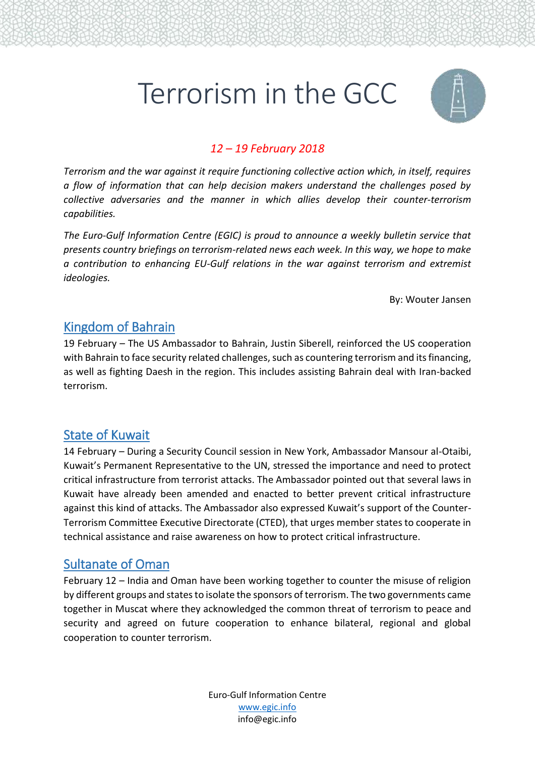# Terrorism in the GCC

*12 – 19 February 2018*

*Terrorism and the war against it require functioning collective action which, in itself, requires a flow of information that can help decision makers understand the challenges posed by collective adversaries and the manner in which allies develop their counter-terrorism capabilities.*

*The Euro-Gulf Information Centre (EGIC) is proud to announce a weekly bulletin service that presents country briefings on terrorism-related news each week. In this way, we hope to make a contribution to enhancing EU-Gulf relations in the war against terrorism and extremist ideologies.*

By: Wouter Jansen

## Kingdom of Bahrain

19 February – The US Ambassador to Bahrain, Justin Siberell, reinforced the US cooperation with Bahrain to face security related challenges, such as countering terrorism and its financing, as well as fighting Daesh in the region. This includes assisting Bahrain deal with Iran-backed terrorism.

## State of Kuwait

14 February – During a Security Council session in New York, Ambassador Mansour al-Otaibi, Kuwait's Permanent Representative to the UN, stressed the importance and need to protect critical infrastructure from terrorist attacks. The Ambassador pointed out that several laws in Kuwait have already been amended and enacted to better prevent critical infrastructure against this kind of attacks. The Ambassador also expressed Kuwait's support of the Counter-Terrorism Committee Executive Directorate (CTED), that urges member states to cooperate in technical assistance and raise awareness on how to protect critical infrastructure.

## Sultanate of Oman

February 12 – India and Oman have been working together to counter the misuse of religion by different groups and states to isolate the sponsors of terrorism. The two governments came together in Muscat where they acknowledged the common threat of terrorism to peace and security and agreed on future cooperation to enhance bilateral, regional and global cooperation to counter terrorism.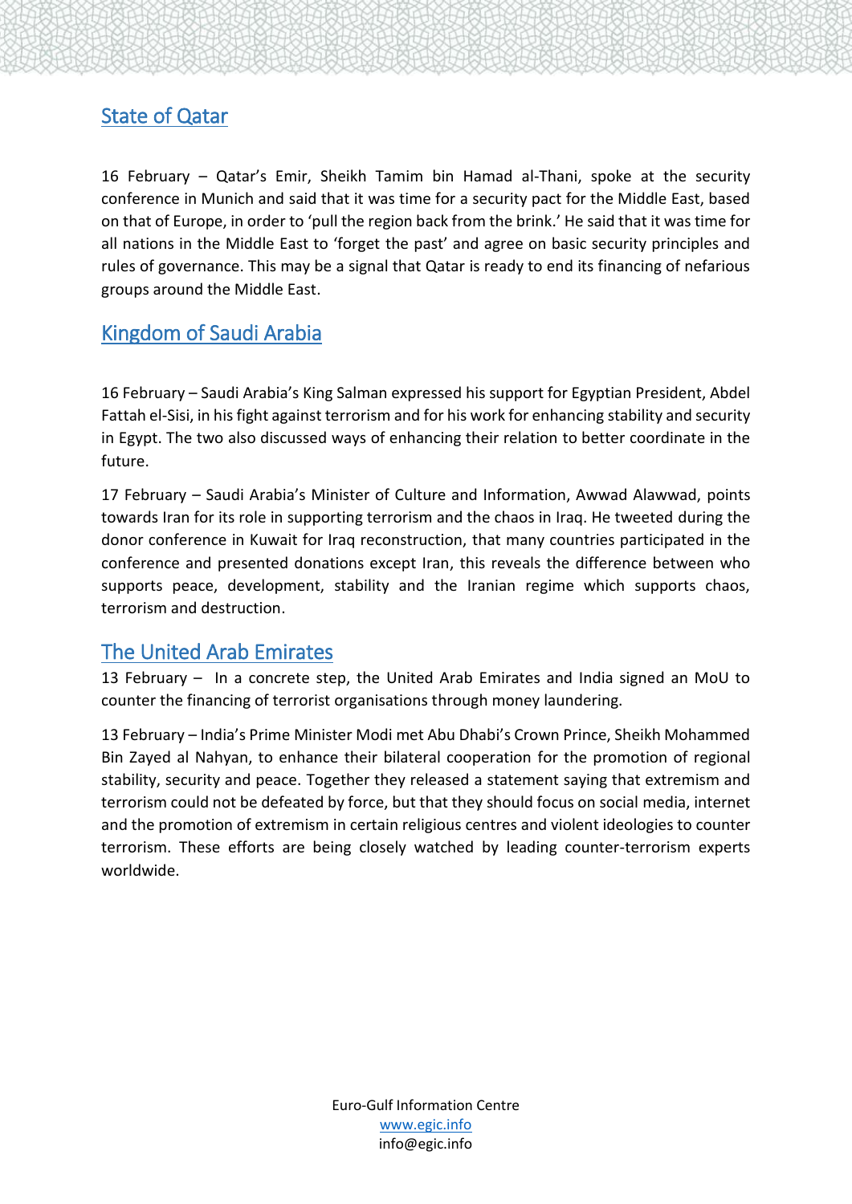## State of Qatar

16 February – Qatar's Emir, Sheikh Tamim bin Hamad al-Thani, spoke at the security conference in Munich and said that it was time for a security pact for the Middle East, based on that of Europe, in order to 'pull the region back from the brink.' He said that it was time for all nations in the Middle East to 'forget the past' and agree on basic security principles and rules of governance. This may be a signal that Qatar is ready to end its financing of nefarious groups around the Middle East.

## Kingdom of Saudi Arabia

16 February – Saudi Arabia's King Salman expressed his support for Egyptian President, Abdel Fattah el-Sisi, in his fight against terrorism and for his work for enhancing stability and security in Egypt. The two also discussed ways of enhancing their relation to better coordinate in the future.

17 February – Saudi Arabia's Minister of Culture and Information, Awwad Alawwad, points towards Iran for its role in supporting terrorism and the chaos in Iraq. He tweeted during the donor conference in Kuwait for Iraq reconstruction, that many countries participated in the conference and presented donations except Iran, this reveals the difference between who supports peace, development, stability and the Iranian regime which supports chaos, terrorism and destruction.

## The United Arab Emirates

13 February – In a concrete step, the United Arab Emirates and India signed an MoU to counter the financing of terrorist organisations through money laundering.

13 February – India's Prime Minister Modi met Abu Dhabi's Crown Prince, Sheikh Mohammed Bin Zayed al Nahyan, to enhance their bilateral cooperation for the promotion of regional stability, security and peace. Together they released a statement saying that extremism and terrorism could not be defeated by force, but that they should focus on social media, internet and the promotion of extremism in certain religious centres and violent ideologies to counter terrorism. These efforts are being closely watched by leading counter-terrorism experts worldwide.

Euro-Gulf Information Centre
www.egic.info
info@egic.info